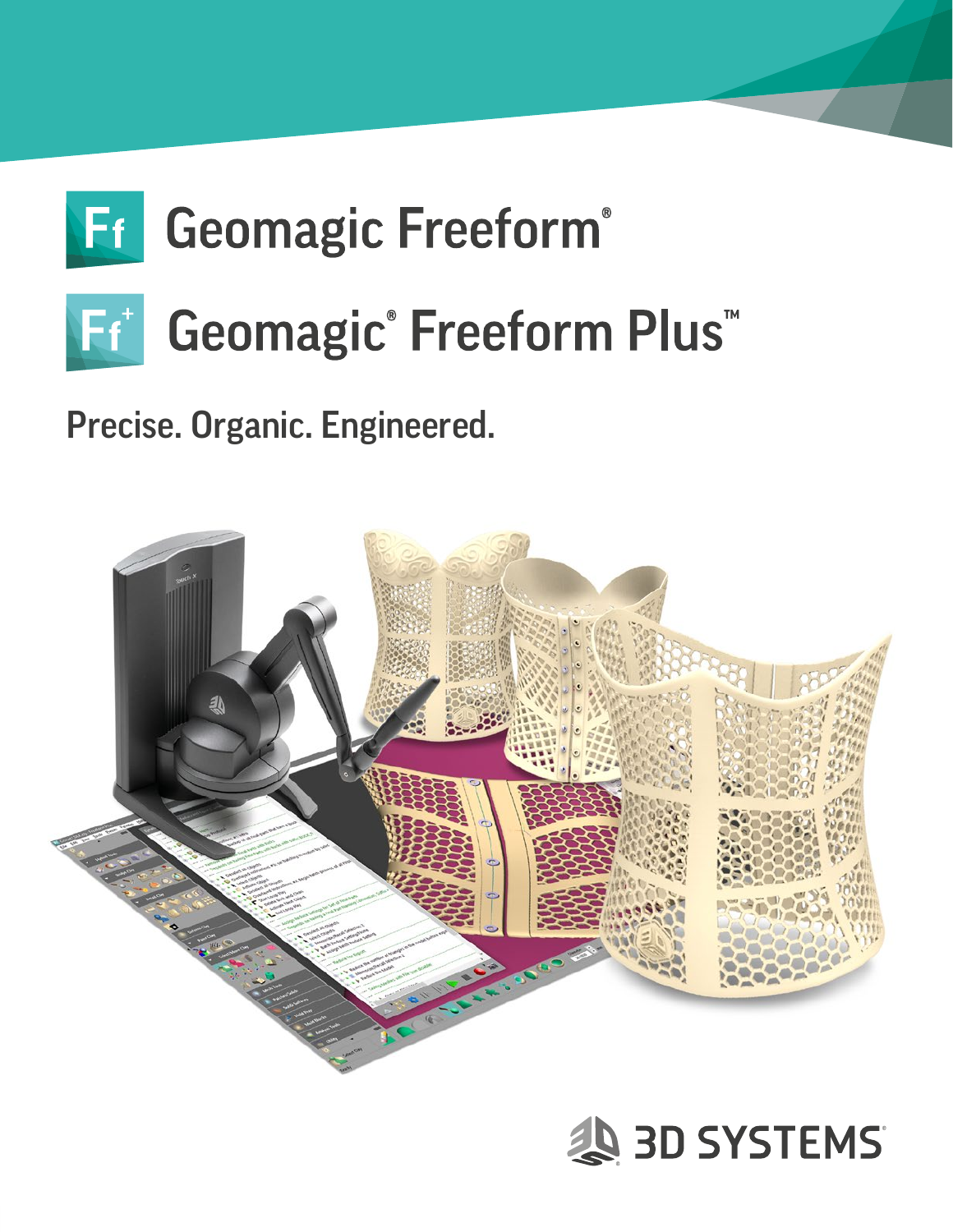# Geomagic Freeform®

# Geomagic® Freeform Plus™

## Precise. Organic. Engineered.

3D SYSTEMS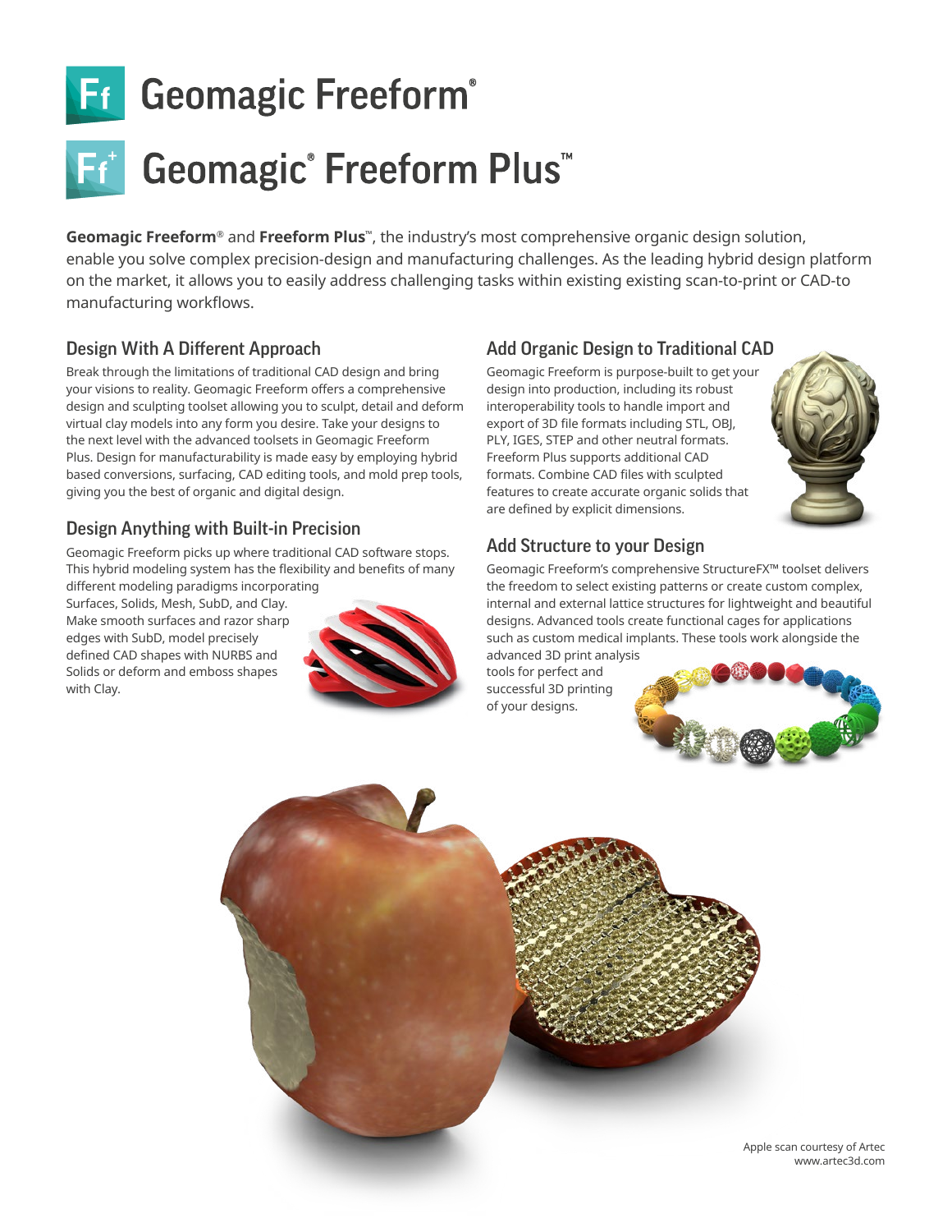# Geomagic Freeform®

# Geomagic® Freeform Plus™

**Geomagic Freeform**® and **Freeform Plus**™, the industry's most comprehensive organic design solution, enable you solve complex precision-design and manufacturing challenges. As the leading hybrid design platform on the market, it allows you to easily address challenging tasks within existing existing scan-to-print or CAD-to manufacturing workflows.

## Design With A Different Approach

Break through the limitations of traditional CAD design and bring your visions to reality. Geomagic Freeform offers a comprehensive design and sculpting toolset allowing you to sculpt, detail and deform virtual clay models into any form you desire. Take your designs to the next level with the advanced toolsets in Geomagic Freeform Plus. Design for manufacturability is made easy by employing hybrid based conversions, surfacing, CAD editing tools, and mold prep tools, giving you the best of organic and digital design.

## Design Anything with Built-in Precision

Geomagic Freeform picks up where traditional CAD software stops. This hybrid modeling system has the flexibility and benefits of many different modeling paradigms incorporating Surfaces, Solids, Mesh, SubD, and Clay. Make smooth surfaces and razor sharp edges with SubD, model precisely defined CAD shapes with NURBS and Solids or deform and emboss shapes with Clay.

## Add Organic Design to Traditional CAD

Geomagic Freeform is purpose-built to get your design into production, including its robust interoperability tools to handle import and export of 3D file formats including STL, OBJ, PLY, IGES, STEP and other neutral formats. Freeform Plus supports additional CAD formats. Combine CAD files with sculpted features to create accurate organic solids that are defined by explicit dimensions.

## Add Structure to your Design

Geomagic Freeform's comprehensive StructureFX™ toolset delivers the freedom to select existing patterns or create custom complex, internal and external lattice structures for lightweight and beautiful designs. Advanced tools create functional cages for applications such as custom medical implants. These tools work alongside the advanced 3D print analysis tools for perfect and successful 3D printing of your designs.

Apple scan courtesy of Artec
www.artec3d.com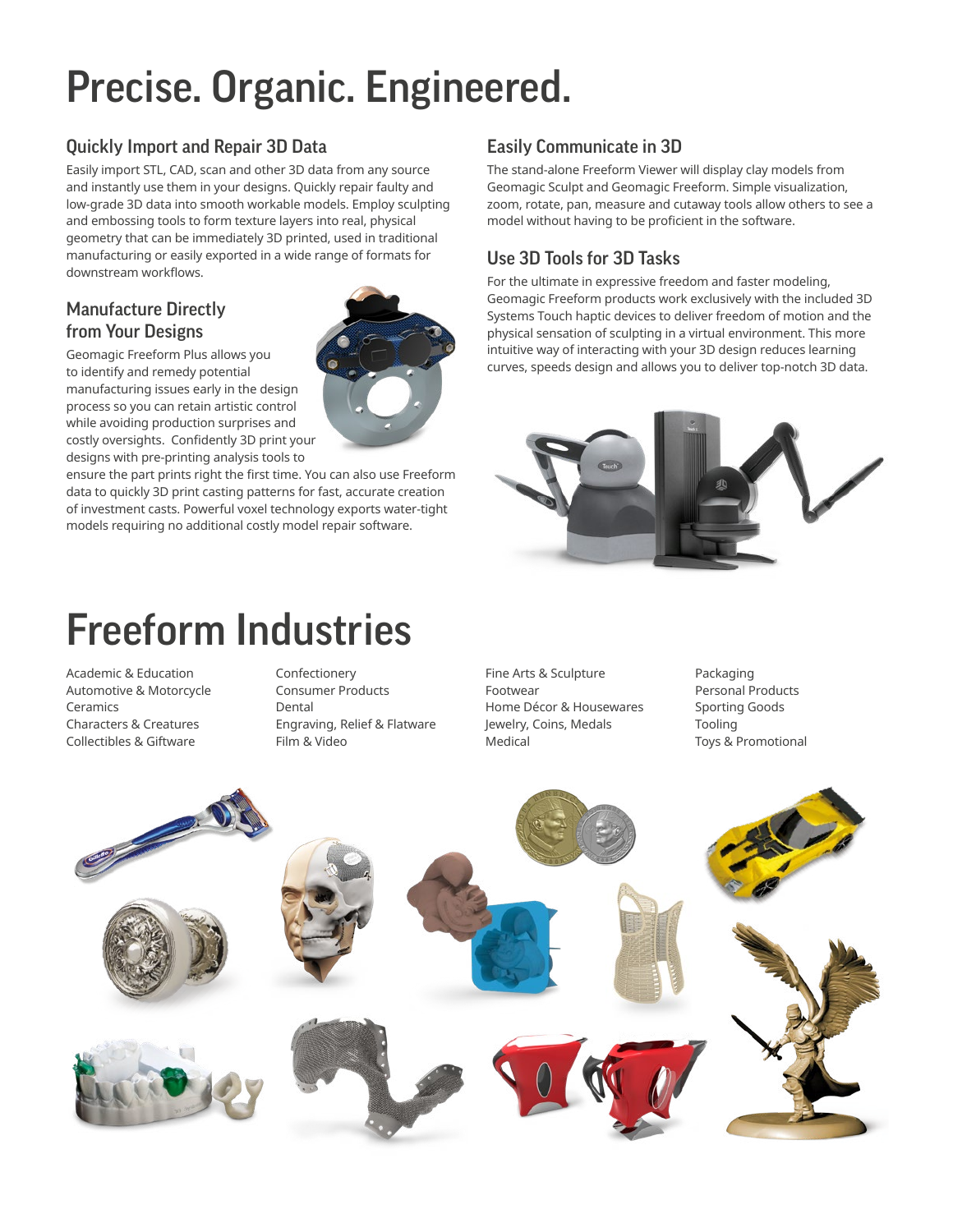# Precise. Organic. Engineered.

### Quickly Import and Repair 3D Data

Easily import STL, CAD, scan and other 3D data from any source and instantly use them in your designs. Quickly repair faulty and low-grade 3D data into smooth workable models. Employ sculpting and embossing tools to form texture layers into real, physical geometry that can be immediately 3D printed, used in traditional manufacturing or easily exported in a wide range of formats for downstream workflows.

### Manufacture Directly from Your Designs

Geomagic Freeform Plus allows you to identify and remedy potential manufacturing issues early in the design process so you can retain artistic control while avoiding production surprises and costly oversights. Confidently 3D print your designs with pre-printing analysis tools to ensure the part prints right the first time. You can also use Freeform data to quickly 3D print casting patterns for fast, accurate creation of investment casts. Powerful voxel technology exports water-tight models requiring no additional costly model repair software.

### Easily Communicate in 3D

The stand-alone Freeform Viewer will display clay models from Geomagic Sculpt and Geomagic Freeform. Simple visualization, zoom, rotate, pan, measure and cutaway tools allow others to see a model without having to be proficient in the software.

### Use 3D Tools for 3D Tasks

For the ultimate in expressive freedom and faster modeling, Geomagic Freeform products work exclusively with the included 3D Systems Touch haptic devices to deliver freedom of motion and the physical sensation of sculpting in a virtual environment. This more intuitive way of interacting with your 3D design reduces learning curves, speeds design and allows you to deliver top-notch 3D data.

# Freeform Industries

- Academic & Education
- Automotive & Motorcycle
- Ceramics
- Characters & Creatures
- Collectibles & Giftware
- Confectionery
- Consumer Products
- Dental
- Engraving, Relief & Flatware
- Film & Video
- Fine Arts & Sculpture
- Footwear
- Home Décor & Housewares
- Jewelry, Coins, Medals
- Medical
- Packaging
- Personal Products
- Sporting Goods
- Tooling
- Toys & Promotional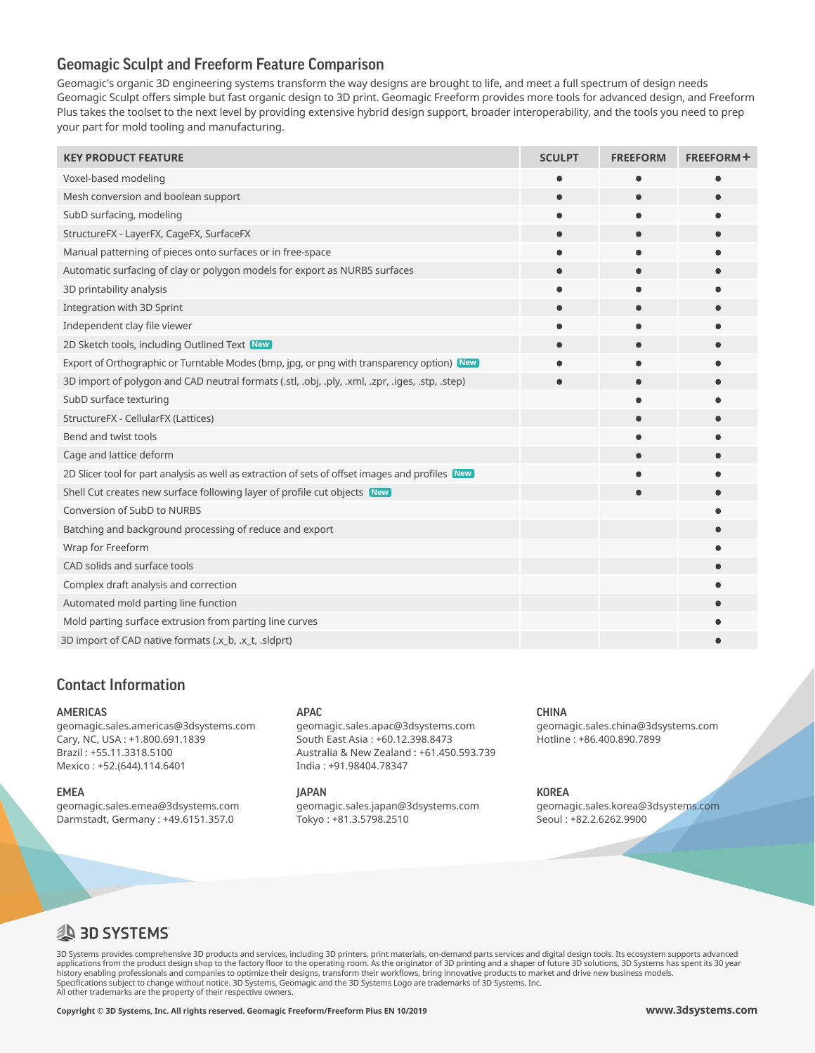## Geomagic Sculpt and Freeform Feature Comparison

Geomagic's organic 3D engineering systems transform the way designs are brought to life, and meet a full spectrum of design needs Geomagic Sculpt offers simple but fast organic design to 3D print. Geomagic Freeform provides more tools for advanced design, and Freeform Plus takes the toolset to the next level by providing extensive hybrid design support, broader interoperability, and the tools you need to prep your part for mold tooling and manufacturing.

| KEY PRODUCT FEATURE | SCULPT | FREEFORM | FREEFORM+ |
|---|---|---|---|
| Voxel-based modeling | ● | ● | ● |
| Mesh conversion and boolean support | ● | ● | ● |
| SubD surfacing, modeling | ● | ● | ● |
| StructureFX - LayerFX, CageFX, SurfaceFX | ● | ● | ● |
| Manual patterning of pieces onto surfaces or in free-space | ● | ● | ● |
| Automatic surfacing of clay or polygon models for export as NURBS surfaces | ● | ● | ● |
| 3D printability analysis | ● | ● | ● |
| Integration with 3D Sprint | ● | ● | ● |
| Independent clay file viewer | ● | ● | ● |
| 2D Sketch tools, including Outlined Text New | ● | ● | ● |
| Export of Orthographic or Turntable Modes (bmp, jpg, or png with transparency option) New | ● | ● | ● |
| 3D import of polygon and CAD neutral formats (.stl, .obj, .ply, .xml, .zpr, .iges, .stp, .step) | ● | ● | ● |
| SubD surface texturing | | ● | ● |
| StructureFX - CellularFX (Lattices) | | ● | ● |
| Bend and twist tools | | ● | ● |
| Cage and lattice deform | | ● | ● |
| 2D Slicer tool for part analysis as well as extraction of sets of offset images and profiles New | | ● | ● |
| Shell Cut creates new surface following layer of profile cut objects New | | ● | ● |
| Conversion of SubD to NURBS | | | ● |
| Batching and background processing of reduce and export | | | ● |
| Wrap for Freeform | | | ● |
| CAD solids and surface tools | | | ● |
| Complex draft analysis and correction | | | ● |
| Automated mold parting line function | | | ● |
| Mold parting surface extrusion from parting line curves | | | ● |
| 3D import of CAD native formats (.x_b, .x_t, .sldprt) | | | ● |

## Contact Information

**AMERICAS**
geomagic.sales.americas@3dsystems.com
Cary, NC, USA : +1.800.691.1839
Brazil : +55.11.3318.5100
Mexico : +52.(644).114.6401

**EMEA**
geomagic.sales.emea@3dsystems.com
Darmstadt, Germany : +49.6151.357.0

**APAC**
geomagic.sales.apac@3dsystems.com
South East Asia : +60.12.398.8473
Australia & New Zealand : +61.450.593.739
India : +91.98404.78347

**JAPAN**
geomagic.sales.japan@3dsystems.com
Tokyo : +81.3.5798.2510

**CHINA**
geomagic.sales.china@3dsystems.com
Hotline : +86.400.890.7899

**KOREA**
geomagic.sales.korea@3dsystems.com
Seoul : +82.2.6262.9900

**3D SYSTEMS**

3D Systems provides comprehensive 3D products and services, including 3D printers, print materials, on-demand parts services and digital design tools. Its ecosystem supports advanced applications from the product design shop to the factory floor to the operating room. As the originator of 3D printing and a shaper of future 3D solutions, 3D Systems has spent its 30 year history enabling professionals and companies to optimize their designs, transform their workflows, bring innovative products to market and drive new business models.
Specifications subject to change without notice. 3D Systems, Geomagic and the 3D Systems Logo are trademarks of 3D Systems, Inc.
All other trademarks are the property of their respective owners.

**Copyright © 3D Systems, Inc. All rights reserved. Geomagic Freeform/Freeform Plus EN 10/2019**

**www.3dsystems.com**